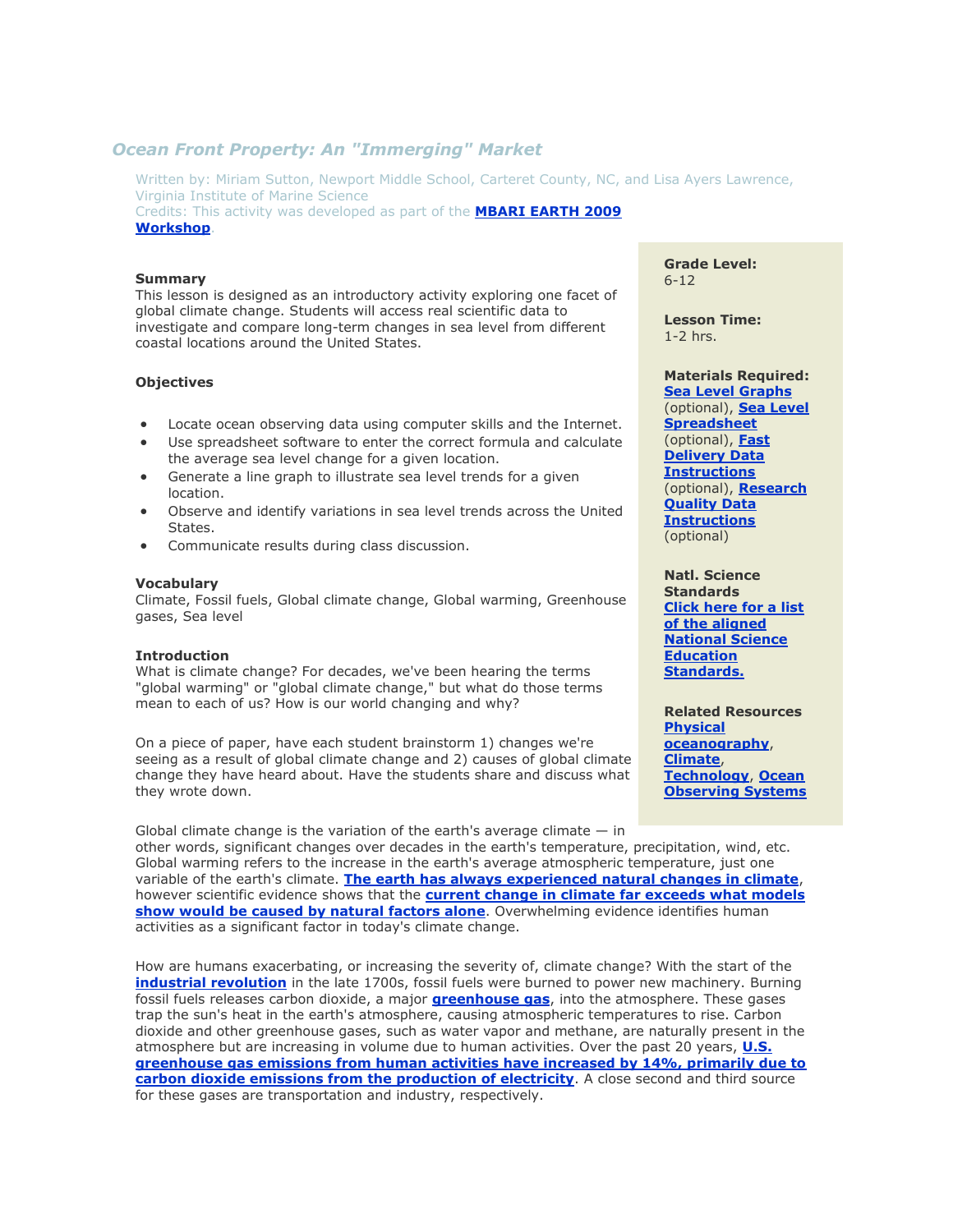# *Ocean Front Property: An "Immerging" Market*

Written by: Miriam Sutton, Newport Middle School, Carteret County, NC, and Lisa Ayers Lawrence, Virginia Institute of Marine Science
Credits: This activity was developed as part of the **MBARI EARTH 2009 Workshop**.

**Grade Level:**
6-12

**Lesson Time:**
1-2 hrs.

**Materials Required:**
**Sea Level Graphs** (optional), **Sea Level Spreadsheet** (optional), **Fast Delivery Data Instructions** (optional), **Research Quality Data Instructions** (optional)

**Natl. Science Standards**
**Click here for a list of the aligned National Science Education Standards.**

**Related Resources**
**Physical oceanography**, **Climate**, **Technology**, **Ocean Observing Systems**

### Summary

This lesson is designed as an introductory activity exploring one facet of global climate change. Students will access real scientific data to investigate and compare long-term changes in sea level from different coastal locations around the United States.

### Objectives

- Locate ocean observing data using computer skills and the Internet.
- Use spreadsheet software to enter the correct formula and calculate the average sea level change for a given location.
- Generate a line graph to illustrate sea level trends for a given location.
- Observe and identify variations in sea level trends across the United States.
- Communicate results during class discussion.

### Vocabulary

Climate, Fossil fuels, Global climate change, Global warming, Greenhouse gases, Sea level

### Introduction

What is climate change? For decades, we've been hearing the terms "global warming" or "global climate change," but what do those terms mean to each of us? How is our world changing and why?

On a piece of paper, have each student brainstorm 1) changes we're seeing as a result of global climate change and 2) causes of global climate change they have heard about. Have the students share and discuss what they wrote down.

Global climate change is the variation of the earth's average climate — in other words, significant changes over decades in the earth's temperature, precipitation, wind, etc. Global warming refers to the increase in the earth's average atmospheric temperature, just one variable of the earth's climate. **The earth has always experienced natural changes in climate**, however scientific evidence shows that the **current change in climate far exceeds what models show would be caused by natural factors alone**. Overwhelming evidence identifies human activities as a significant factor in today's climate change.

How are humans exacerbating, or increasing the severity of, climate change? With the start of the **industrial revolution** in the late 1700s, fossil fuels were burned to power new machinery. Burning fossil fuels releases carbon dioxide, a major **greenhouse gas**, into the atmosphere. These gases trap the sun's heat in the earth's atmosphere, causing atmospheric temperatures to rise. Carbon dioxide and other greenhouse gases, such as water vapor and methane, are naturally present in the atmosphere but are increasing in volume due to human activities. Over the past 20 years, **U.S. greenhouse gas emissions from human activities have increased by 14%, primarily due to carbon dioxide emissions from the production of electricity**. A close second and third source for these gases are transportation and industry, respectively.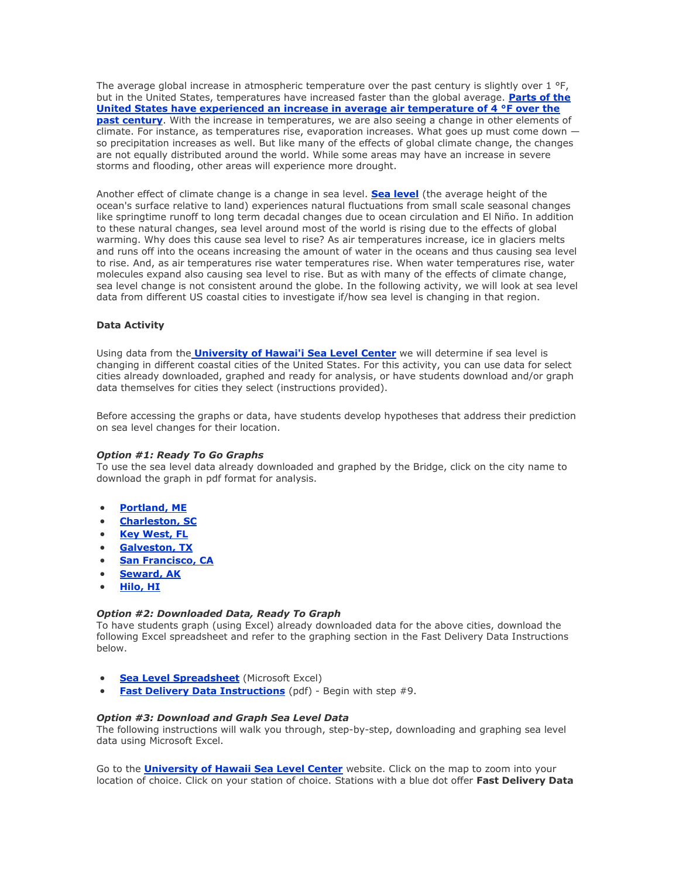The average global increase in atmospheric temperature over the past century is slightly over 1 °F, but in the United States, temperatures have increased faster than the global average. **Parts of the United States have experienced an increase in average air temperature of 4 °F over the past century**. With the increase in temperatures, we are also seeing a change in other elements of climate. For instance, as temperatures rise, evaporation increases. What goes up must come down — so precipitation increases as well. But like many of the effects of global climate change, the changes are not equally distributed around the world. While some areas may have an increase in severe storms and flooding, other areas will experience more drought.

Another effect of climate change is a change in sea level. **Sea level** (the average height of the ocean's surface relative to land) experiences natural fluctuations from small scale seasonal changes like springtime runoff to long term decadal changes due to ocean circulation and El Niño. In addition to these natural changes, sea level around most of the world is rising due to the effects of global warming. Why does this cause sea level to rise? As air temperatures increase, ice in glaciers melts and runs off into the oceans increasing the amount of water in the oceans and thus causing sea level to rise. And, as air temperatures rise water temperatures rise. When water temperatures rise, water molecules expand also causing sea level to rise. But as with many of the effects of climate change, sea level change is not consistent around the globe. In the following activity, we will look at sea level data from different US coastal cities to investigate if/how sea level is changing in that region.

**Data Activity**

Using data from the **University of Hawai'i Sea Level Center** we will determine if sea level is changing in different coastal cities of the United States. For this activity, you can use data for select cities already downloaded, graphed and ready for analysis, or have students download and/or graph data themselves for cities they select (instructions provided).

Before accessing the graphs or data, have students develop hypotheses that address their prediction on sea level changes for their location.

***Option #1: Ready To Go Graphs***

To use the sea level data already downloaded and graphed by the Bridge, click on the city name to download the graph in pdf format for analysis.

- **Portland, ME**
- **Charleston, SC**
- **Key West, FL**
- **Galveston, TX**
- **San Francisco, CA**
- **Seward, AK**
- **Hilo, HI**

***Option #2: Downloaded Data, Ready To Graph***

To have students graph (using Excel) already downloaded data for the above cities, download the following Excel spreadsheet and refer to the graphing section in the Fast Delivery Data Instructions below.

- **Sea Level Spreadsheet** (Microsoft Excel)
- **Fast Delivery Data Instructions** (pdf) - Begin with step #9.

***Option #3: Download and Graph Sea Level Data***

The following instructions will walk you through, step-by-step, downloading and graphing sea level data using Microsoft Excel.

Go to the **University of Hawaii Sea Level Center** website. Click on the map to zoom into your location of choice. Click on your station of choice. Stations with a blue dot offer **Fast Delivery Data**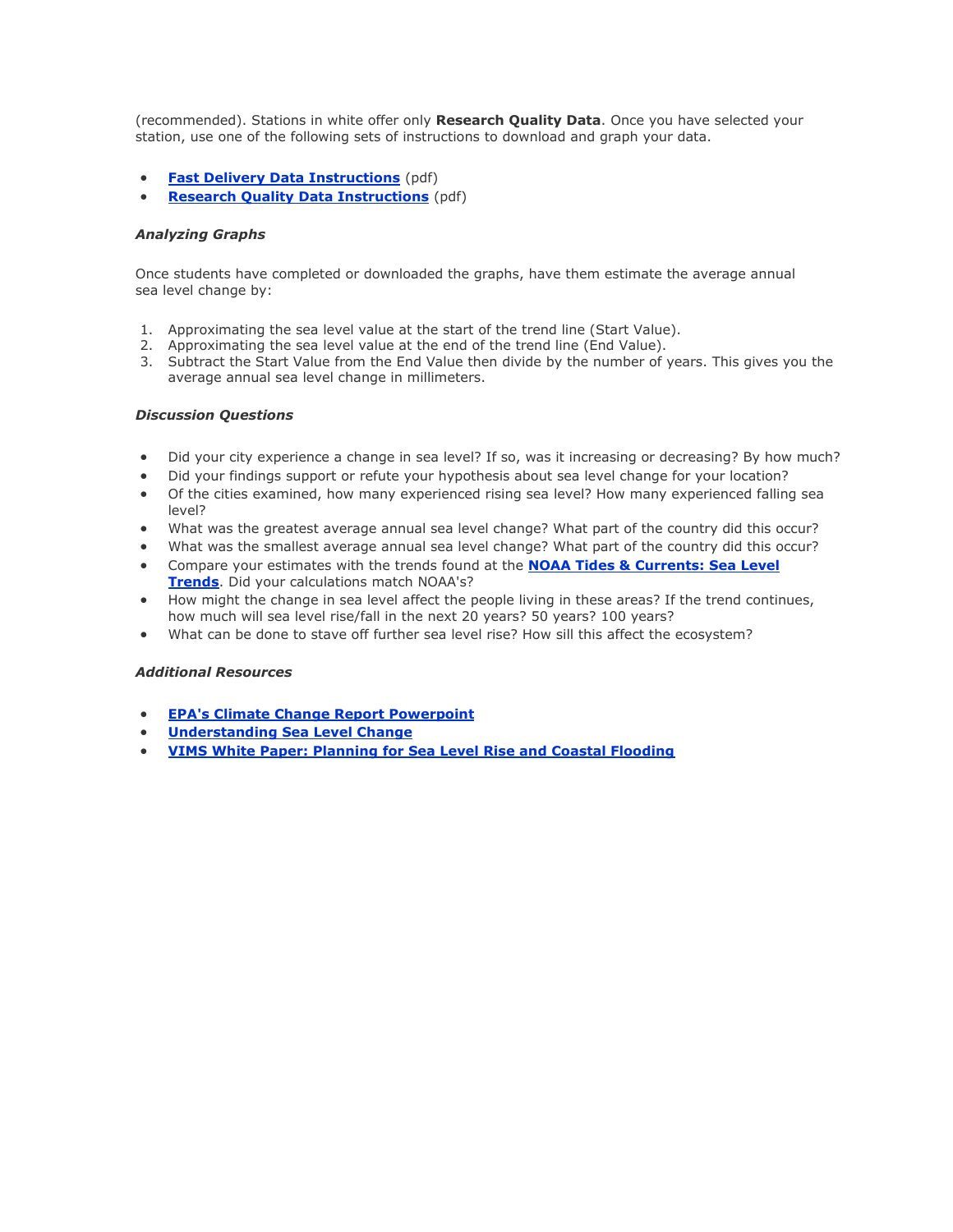(recommended). Stations in white offer only **Research Quality Data**. Once you have selected your station, use one of the following sets of instructions to download and graph your data.

- **Fast Delivery Data Instructions** (pdf)
- **Research Quality Data Instructions** (pdf)

### *Analyzing Graphs*

Once students have completed or downloaded the graphs, have them estimate the average annual sea level change by:

1. Approximating the sea level value at the start of the trend line (Start Value).
2. Approximating the sea level value at the end of the trend line (End Value).
3. Subtract the Start Value from the End Value then divide by the number of years. This gives you the average annual sea level change in millimeters.

### *Discussion Questions*

- Did your city experience a change in sea level? If so, was it increasing or decreasing? By how much?
- Did your findings support or refute your hypothesis about sea level change for your location?
- Of the cities examined, how many experienced rising sea level? How many experienced falling sea level?
- What was the greatest average annual sea level change? What part of the country did this occur?
- What was the smallest average annual sea level change? What part of the country did this occur?
- Compare your estimates with the trends found at the **NOAA Tides & Currents: Sea Level Trends**. Did your calculations match NOAA's?
- How might the change in sea level affect the people living in these areas? If the trend continues, how much will sea level rise/fall in the next 20 years? 50 years? 100 years?
- What can be done to stave off further sea level rise? How sill this affect the ecosystem?

### *Additional Resources*

- **EPA's Climate Change Report Powerpoint**
- **Understanding Sea Level Change**
- **VIMS White Paper: Planning for Sea Level Rise and Coastal Flooding**